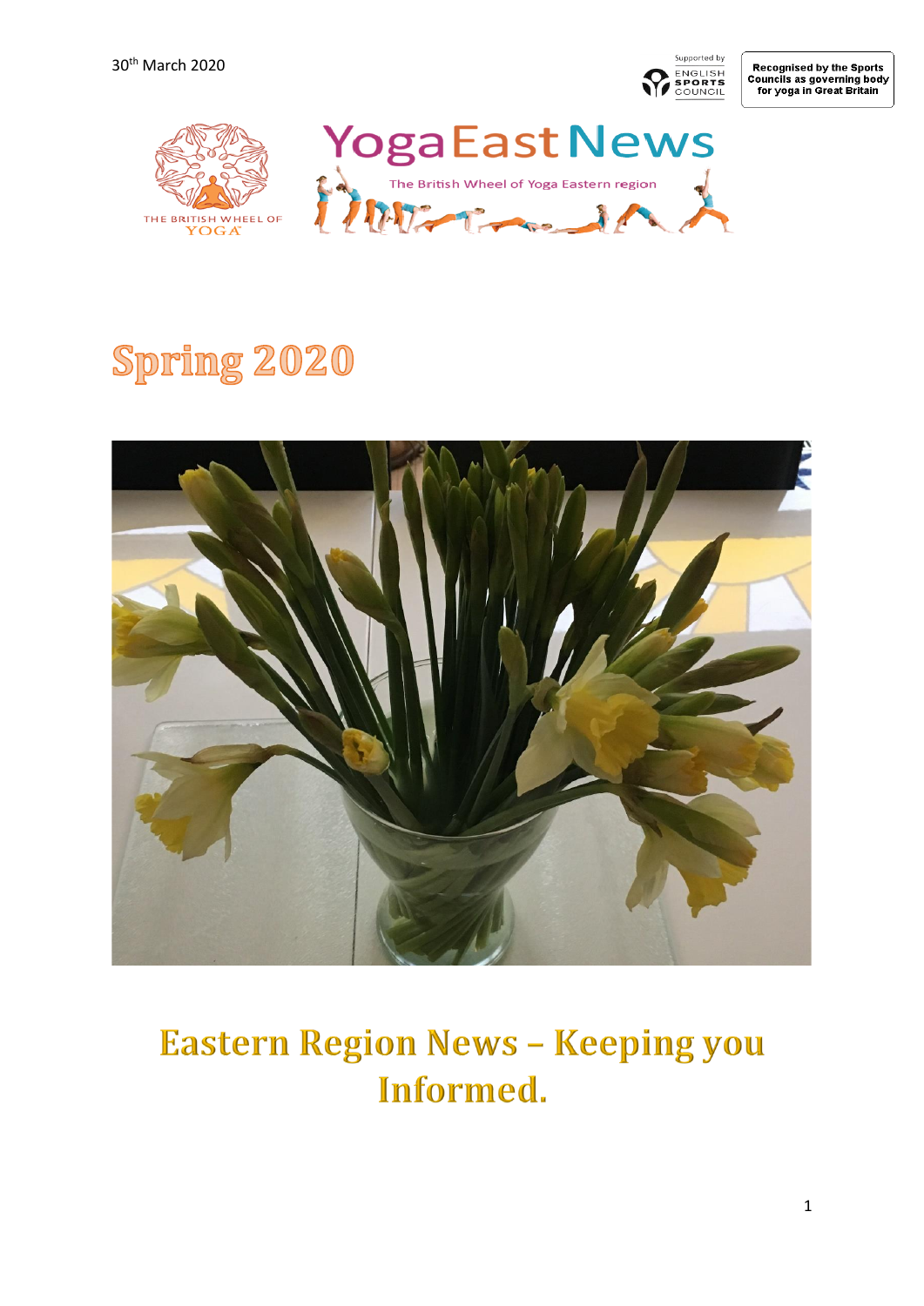30th March 2020

Supported by ENGLISH SPORTS COUNCIL

Recognised by the Sports Councils as governing body for yoga in Great Britain

THE BRITISH WHEEL OF YOGA

# YogaEastNews

The British Wheel of Yoga Eastern region

# Spring 2020

## Eastern Region News – Keeping you Informed.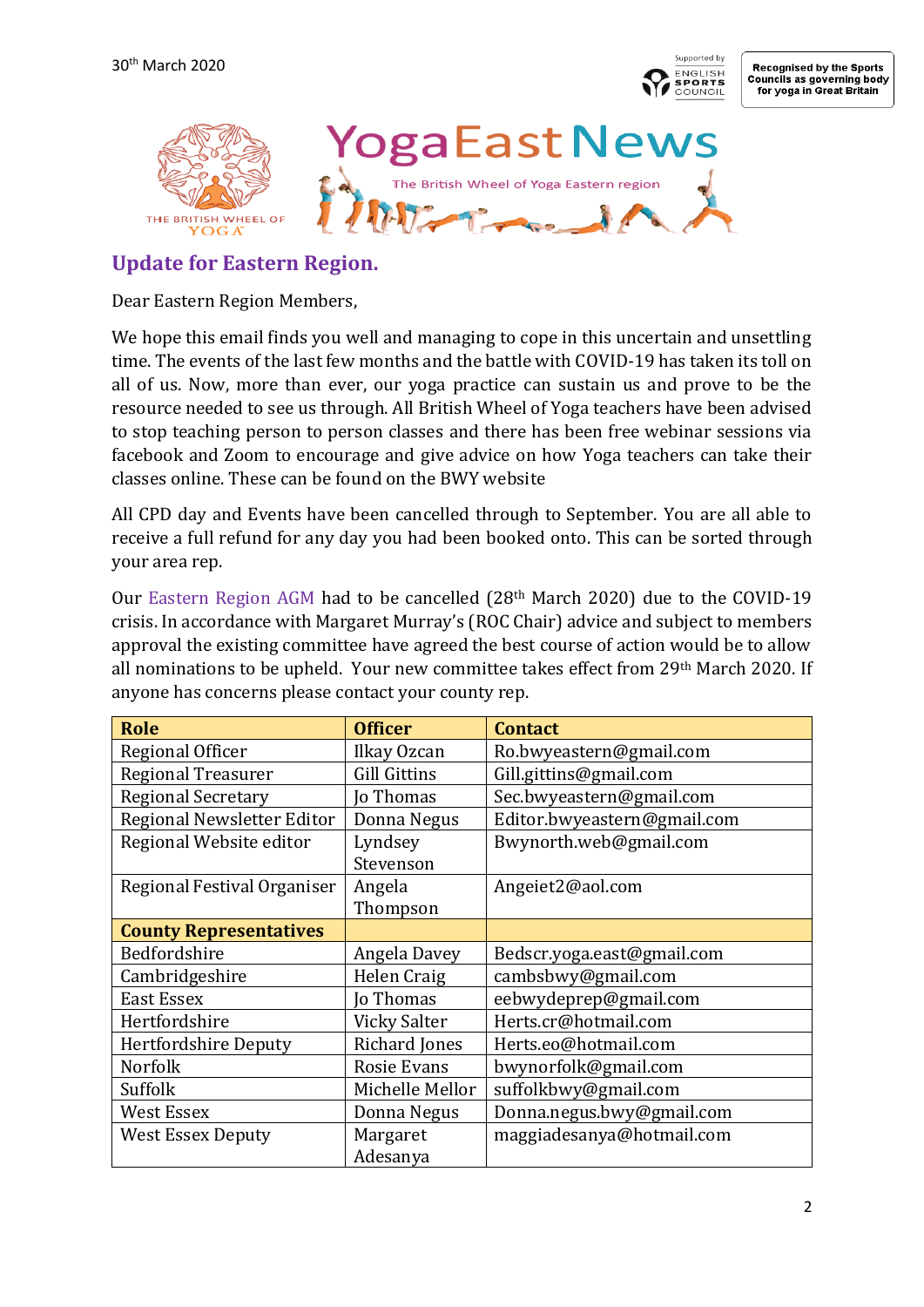30th March 2020

Supported by ENGLISH SPORTS COUNCIL

Recognised by the Sports Councils as governing body for yoga in Great Britain

THE BRITISH WHEEL OF YOGA

# YogaEastNews

The British Wheel of Yoga Eastern region

## Update for Eastern Region.

Dear Eastern Region Members,

We hope this email finds you well and managing to cope in this uncertain and unsettling time. The events of the last few months and the battle with COVID-19 has taken its toll on all of us. Now, more than ever, our yoga practice can sustain us and prove to be the resource needed to see us through. All British Wheel of Yoga teachers have been advised to stop teaching person to person classes and there has been free webinar sessions via facebook and Zoom to encourage and give advice on how Yoga teachers can take their classes online. These can be found on the BWY website

All CPD day and Events have been cancelled through to September. You are all able to receive a full refund for any day you had been booked onto. This can be sorted through your area rep.

Our Eastern Region AGM had to be cancelled (28th March 2020) due to the COVID-19 crisis. In accordance with Margaret Murray's (ROC Chair) advice and subject to members approval the existing committee have agreed the best course of action would be to allow all nominations to be upheld. Your new committee takes effect from 29th March 2020. If anyone has concerns please contact your county rep.

| Role | Officer | Contact |
|---|---|---|
| Regional Officer | Ilkay Ozcan | Ro.bwyeastern@gmail.com |
| Regional Treasurer | Gill Gittins | Gill.gittins@gmail.com |
| Regional Secretary | Jo Thomas | Sec.bwyeastern@gmail.com |
| Regional Newsletter Editor | Donna Negus | Editor.bwyeastern@gmail.com |
| Regional Website editor | Lyndsey Stevenson | Bwynorth.web@gmail.com |
| Regional Festival Organiser | Angela Thompson | Angeiet2@aol.com |
| **County Representatives** | | |
| Bedfordshire | Angela Davey | Bedscr.yoga.east@gmail.com |
| Cambridgeshire | Helen Craig | cambsbwy@gmail.com |
| East Essex | Jo Thomas | eebwydeprep@gmail.com |
| Hertfordshire | Vicky Salter | Herts.cr@hotmail.com |
| Hertfordshire Deputy | Richard Jones | Herts.eo@hotmail.com |
| Norfolk | Rosie Evans | bwynorfolk@gmail.com |
| Suffolk | Michelle Mellor | suffolkbwy@gmail.com |
| West Essex | Donna Negus | Donna.negus.bwy@gmail.com |
| West Essex Deputy | Margaret Adesanya | maggiadesanya@hotmail.com |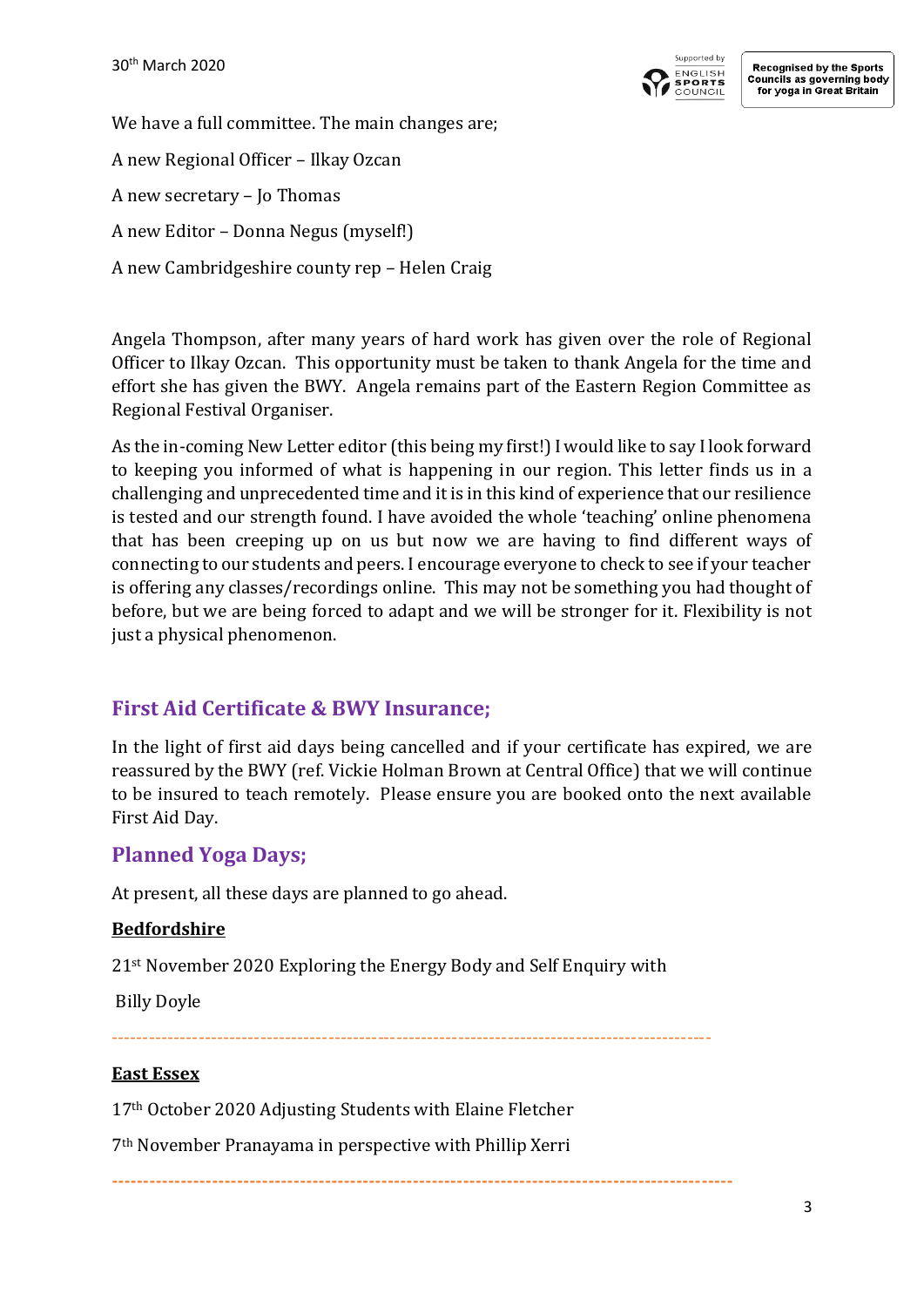30th March 2020

We have a full committee. The main changes are;

A new Regional Officer – Ilkay Ozcan

A new secretary – Jo Thomas

A new Editor – Donna Negus (myself!)

A new Cambridgeshire county rep – Helen Craig

Angela Thompson, after many years of hard work has given over the role of Regional Officer to Ilkay Ozcan. This opportunity must be taken to thank Angela for the time and effort she has given the BWY. Angela remains part of the Eastern Region Committee as Regional Festival Organiser.

As the in-coming New Letter editor (this being my first!) I would like to say I look forward to keeping you informed of what is happening in our region. This letter finds us in a challenging and unprecedented time and it is in this kind of experience that our resilience is tested and our strength found. I have avoided the whole 'teaching' online phenomena that has been creeping up on us but now we are having to find different ways of connecting to our students and peers. I encourage everyone to check to see if your teacher is offering any classes/recordings online. This may not be something you had thought of before, but we are being forced to adapt and we will be stronger for it. Flexibility is not just a physical phenomenon.

## First Aid Certificate & BWY Insurance;

In the light of first aid days being cancelled and if your certificate has expired, we are reassured by the BWY (ref. Vickie Holman Brown at Central Office) that we will continue to be insured to teach remotely. Please ensure you are booked onto the next available First Aid Day.

## Planned Yoga Days;

At present, all these days are planned to go ahead.

**Bedfordshire**

21st November 2020 Exploring the Energy Body and Self Enquiry with Billy Doyle

---

**East Essex**

17th October 2020 Adjusting Students with Elaine Fletcher

7th November Pranayama in perspective with Phillip Xerri

---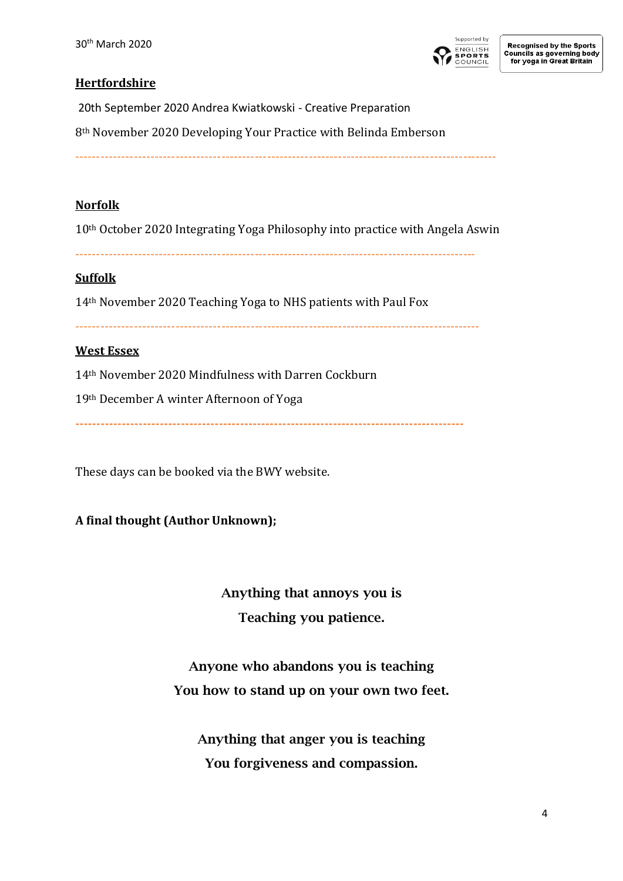## Hertfordshire

20th September 2020 Andrea Kwiatkowski - Creative Preparation

8th November 2020 Developing Your Practice with Belinda Emberson

---

## Norfolk

10th October 2020 Integrating Yoga Philosophy into practice with Angela Aswin

---

## Suffolk

14th November 2020 Teaching Yoga to NHS patients with Paul Fox

---

## West Essex

14th November 2020 Mindfulness with Darren Cockburn

19th December A winter Afternoon of Yoga

---

These days can be booked via the BWY website.

**A final thought (Author Unknown);**

**Anything that annoys you is**
**Teaching you patience.**

**Anyone who abandons you is teaching**
**You how to stand up on your own two feet.**

**Anything that anger you is teaching**
**You forgiveness and compassion.**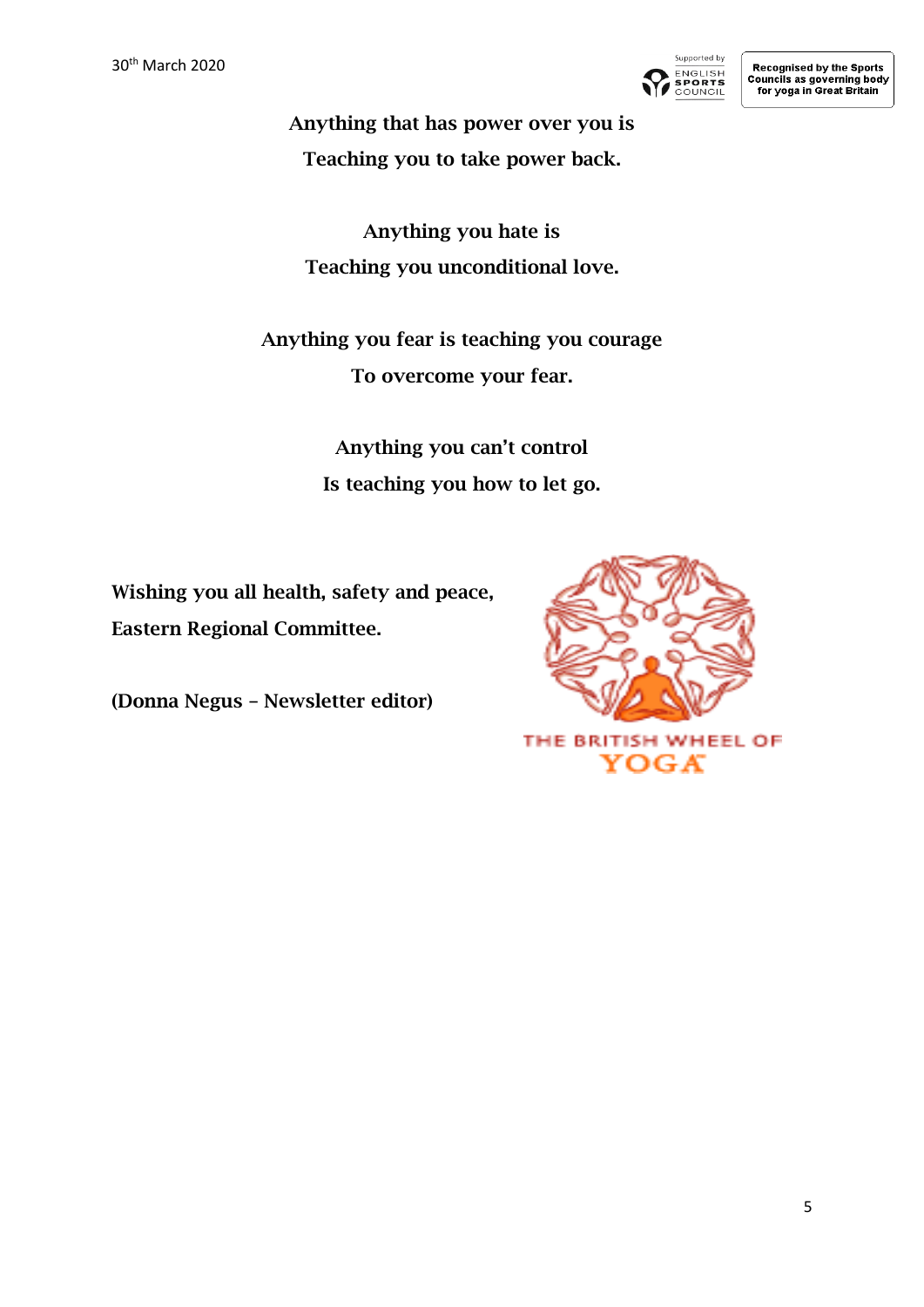**Anything that has power over you is**
**Teaching you to take power back.**

**Anything you hate is**
**Teaching you unconditional love.**

**Anything you fear is teaching you courage**
**To overcome your fear.**

**Anything you can't control**
**Is teaching you how to let go.**

**Wishing you all health, safety and peace,**
**Eastern Regional Committee.**

**(Donna Negus – Newsletter editor)**

THE BRITISH WHEEL OF YOGA